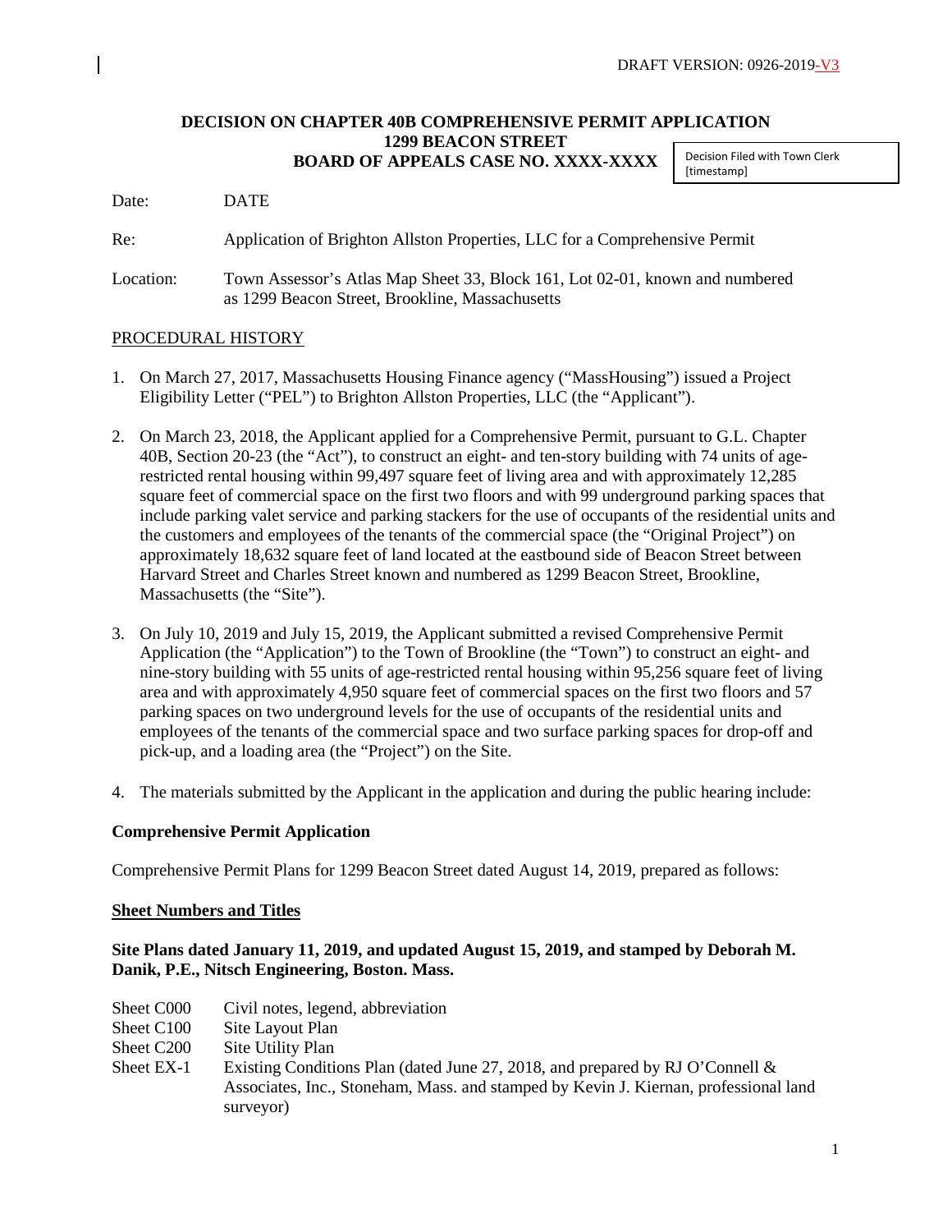DRAFT VERSION: 0926-2019-V3

**DECISION ON CHAPTER 40B COMPREHENSIVE PERMIT APPLICATION**
**1299 BEACON STREET**
**BOARD OF APPEALS CASE NO. XXXX-XXXX**

Decision Filed with Town Clerk
[timestamp]

Date: DATE

Re: Application of Brighton Allston Properties, LLC for a Comprehensive Permit

Location: Town Assessor's Atlas Map Sheet 33, Block 161, Lot 02-01, known and numbered as 1299 Beacon Street, Brookline, Massachusetts

## PROCEDURAL HISTORY

1. On March 27, 2017, Massachusetts Housing Finance agency ("MassHousing") issued a Project Eligibility Letter ("PEL") to Brighton Allston Properties, LLC (the "Applicant").

2. On March 23, 2018, the Applicant applied for a Comprehensive Permit, pursuant to G.L. Chapter 40B, Section 20-23 (the "Act"), to construct an eight- and ten-story building with 74 units of age-restricted rental housing within 99,497 square feet of living area and with approximately 12,285 square feet of commercial space on the first two floors and with 99 underground parking spaces that include parking valet service and parking stackers for the use of occupants of the residential units and the customers and employees of the tenants of the commercial space (the "Original Project") on approximately 18,632 square feet of land located at the eastbound side of Beacon Street between Harvard Street and Charles Street known and numbered as 1299 Beacon Street, Brookline, Massachusetts (the "Site").

3. On July 10, 2019 and July 15, 2019, the Applicant submitted a revised Comprehensive Permit Application (the "Application") to the Town of Brookline (the "Town") to construct an eight- and nine-story building with 55 units of age-restricted rental housing within 95,256 square feet of living area and with approximately 4,950 square feet of commercial spaces on the first two floors and 57 parking spaces on two underground levels for the use of occupants of the residential units and employees of the tenants of the commercial space and two surface parking spaces for drop-off and pick-up, and a loading area (the "Project") on the Site.

4. The materials submitted by the Applicant in the application and during the public hearing include:

**Comprehensive Permit Application**

Comprehensive Permit Plans for 1299 Beacon Street dated August 14, 2019, prepared as follows:

**Sheet Numbers and Titles**

**Site Plans dated January 11, 2019, and updated August 15, 2019, and stamped by Deborah M. Danik, P.E., Nitsch Engineering, Boston. Mass.**

- Sheet C000 — Civil notes, legend, abbreviation
- Sheet C100 — Site Layout Plan
- Sheet C200 — Site Utility Plan
- Sheet EX-1 — Existing Conditions Plan (dated June 27, 2018, and prepared by RJ O'Connell & Associates, Inc., Stoneham, Mass. and stamped by Kevin J. Kiernan, professional land surveyor)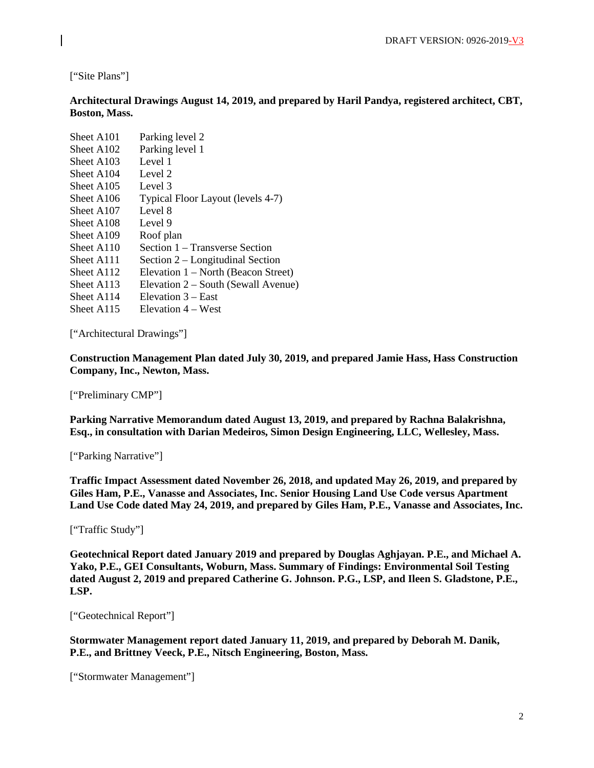["Site Plans"]

**Architectural Drawings August 14, 2019, and prepared by Haril Pandya, registered architect, CBT, Boston, Mass.**

| | |
|---|---|
| Sheet A101 | Parking level 2 |
| Sheet A102 | Parking level 1 |
| Sheet A103 | Level 1 |
| Sheet A104 | Level 2 |
| Sheet A105 | Level 3 |
| Sheet A106 | Typical Floor Layout (levels 4-7) |
| Sheet A107 | Level 8 |
| Sheet A108 | Level 9 |
| Sheet A109 | Roof plan |
| Sheet A110 | Section 1 – Transverse Section |
| Sheet A111 | Section 2 – Longitudinal Section |
| Sheet A112 | Elevation 1 – North (Beacon Street) |
| Sheet A113 | Elevation 2 – South (Sewall Avenue) |
| Sheet A114 | Elevation 3 – East |
| Sheet A115 | Elevation 4 – West |

["Architectural Drawings"]

**Construction Management Plan dated July 30, 2019, and prepared Jamie Hass, Hass Construction Company, Inc., Newton, Mass.**

["Preliminary CMP"]

**Parking Narrative Memorandum dated August 13, 2019, and prepared by Rachna Balakrishna, Esq., in consultation with Darian Medeiros, Simon Design Engineering, LLC, Wellesley, Mass.**

["Parking Narrative"]

**Traffic Impact Assessment dated November 26, 2018, and updated May 26, 2019, and prepared by Giles Ham, P.E., Vanasse and Associates, Inc. Senior Housing Land Use Code versus Apartment Land Use Code dated May 24, 2019, and prepared by Giles Ham, P.E., Vanasse and Associates, Inc.**

["Traffic Study"]

**Geotechnical Report dated January 2019 and prepared by Douglas Aghjayan. P.E., and Michael A. Yako, P.E., GEI Consultants, Woburn, Mass. Summary of Findings: Environmental Soil Testing dated August 2, 2019 and prepared Catherine G. Johnson. P.G., LSP, and Ileen S. Gladstone, P.E., LSP.**

["Geotechnical Report"]

**Stormwater Management report dated January 11, 2019, and prepared by Deborah M. Danik, P.E., and Brittney Veeck, P.E., Nitsch Engineering, Boston, Mass.**

["Stormwater Management"]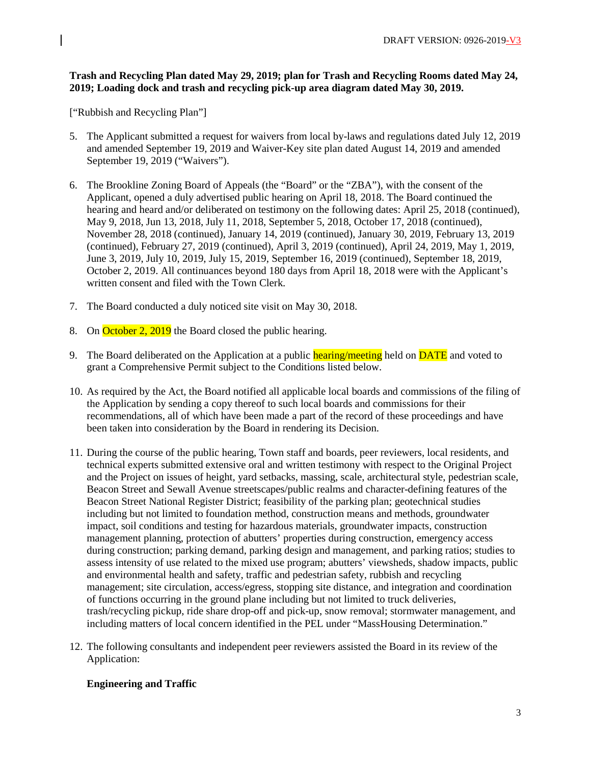**Trash and Recycling Plan dated May 29, 2019; plan for Trash and Recycling Rooms dated May 24, 2019; Loading dock and trash and recycling pick-up area diagram dated May 30, 2019.**

["Rubbish and Recycling Plan"]

5. The Applicant submitted a request for waivers from local by-laws and regulations dated July 12, 2019 and amended September 19, 2019 and Waiver-Key site plan dated August 14, 2019 and amended September 19, 2019 ("Waivers").

6. The Brookline Zoning Board of Appeals (the "Board" or the "ZBA"), with the consent of the Applicant, opened a duly advertised public hearing on April 18, 2018. The Board continued the hearing and heard and/or deliberated on testimony on the following dates: April 25, 2018 (continued), May 9, 2018, Jun 13, 2018, July 11, 2018, September 5, 2018, October 17, 2018 (continued), November 28, 2018 (continued), January 14, 2019 (continued), January 30, 2019, February 13, 2019 (continued), February 27, 2019 (continued), April 3, 2019 (continued), April 24, 2019, May 1, 2019, June 3, 2019, July 10, 2019, July 15, 2019, September 16, 2019 (continued), September 18, 2019, October 2, 2019. All continuances beyond 180 days from April 18, 2018 were with the Applicant's written consent and filed with the Town Clerk.

7. The Board conducted a duly noticed site visit on May 30, 2018.

8. On October 2, 2019 the Board closed the public hearing.

9. The Board deliberated on the Application at a public hearing/meeting held on DATE and voted to grant a Comprehensive Permit subject to the Conditions listed below.

10. As required by the Act, the Board notified all applicable local boards and commissions of the filing of the Application by sending a copy thereof to such local boards and commissions for their recommendations, all of which have been made a part of the record of these proceedings and have been taken into consideration by the Board in rendering its Decision.

11. During the course of the public hearing, Town staff and boards, peer reviewers, local residents, and technical experts submitted extensive oral and written testimony with respect to the Original Project and the Project on issues of height, yard setbacks, massing, scale, architectural style, pedestrian scale, Beacon Street and Sewall Avenue streetscapes/public realms and character-defining features of the Beacon Street National Register District; feasibility of the parking plan; geotechnical studies including but not limited to foundation method, construction means and methods, groundwater impact, soil conditions and testing for hazardous materials, groundwater impacts, construction management planning, protection of abutters' properties during construction, emergency access during construction; parking demand, parking design and management, and parking ratios; studies to assess intensity of use related to the mixed use program; abutters' viewsheds, shadow impacts, public and environmental health and safety, traffic and pedestrian safety, rubbish and recycling management; site circulation, access/egress, stopping site distance, and integration and coordination of functions occurring in the ground plane including but not limited to truck deliveries, trash/recycling pickup, ride share drop-off and pick-up, snow removal; stormwater management, and including matters of local concern identified in the PEL under "MassHousing Determination."

12. The following consultants and independent peer reviewers assisted the Board in its review of the Application:

**Engineering and Traffic**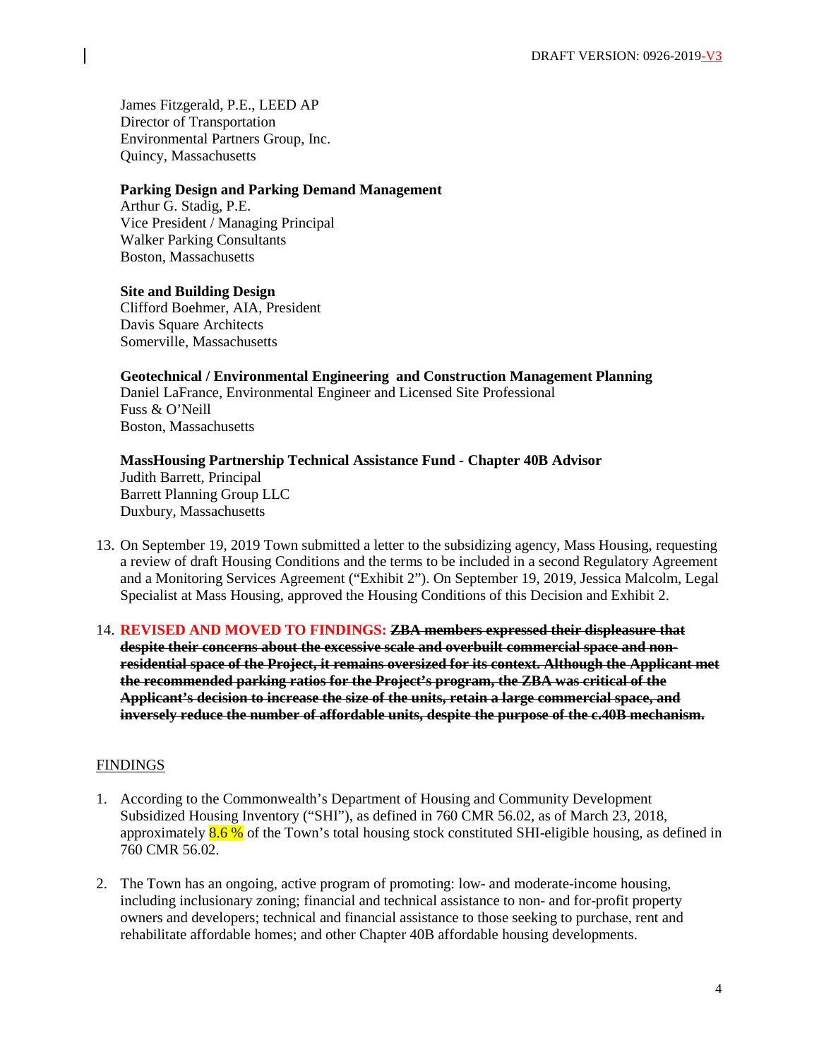James Fitzgerald, P.E., LEED AP
Director of Transportation
Environmental Partners Group, Inc.
Quincy, Massachusetts

**Parking Design and Parking Demand Management**
Arthur G. Stadig, P.E.
Vice President / Managing Principal
Walker Parking Consultants
Boston, Massachusetts

**Site and Building Design**
Clifford Boehmer, AIA, President
Davis Square Architects
Somerville, Massachusetts

**Geotechnical / Environmental Engineering and Construction Management Planning**
Daniel LaFrance, Environmental Engineer and Licensed Site Professional
Fuss & O'Neill
Boston, Massachusetts

**MassHousing Partnership Technical Assistance Fund - Chapter 40B Advisor**
Judith Barrett, Principal
Barrett Planning Group LLC
Duxbury, Massachusetts

13. On September 19, 2019 Town submitted a letter to the subsidizing agency, Mass Housing, requesting a review of draft Housing Conditions and the terms to be included in a second Regulatory Agreement and a Monitoring Services Agreement ("Exhibit 2"). On September 19, 2019, Jessica Malcolm, Legal Specialist at Mass Housing, approved the Housing Conditions of this Decision and Exhibit 2.

14. **REVISED AND MOVED TO FINDINGS:** **~~ZBA members expressed their displeasure that despite their concerns about the excessive scale and overbuilt commercial space and non-residential space of the Project, it remains oversized for its context. Although the Applicant met the recommended parking ratios for the Project's program, the ZBA was critical of the Applicant's decision to increase the size of the units, retain a large commercial space, and inversely reduce the number of affordable units, despite the purpose of the c.40B mechanism.~~**

## FINDINGS

1. According to the Commonwealth's Department of Housing and Community Development Subsidized Housing Inventory ("SHI"), as defined in 760 CMR 56.02, as of March 23, 2018, approximately 8.6 % of the Town's total housing stock constituted SHI-eligible housing, as defined in 760 CMR 56.02.

2. The Town has an ongoing, active program of promoting: low- and moderate-income housing, including inclusionary zoning; financial and technical assistance to non- and for-profit property owners and developers; technical and financial assistance to those seeking to purchase, rent and rehabilitate affordable homes; and other Chapter 40B affordable housing developments.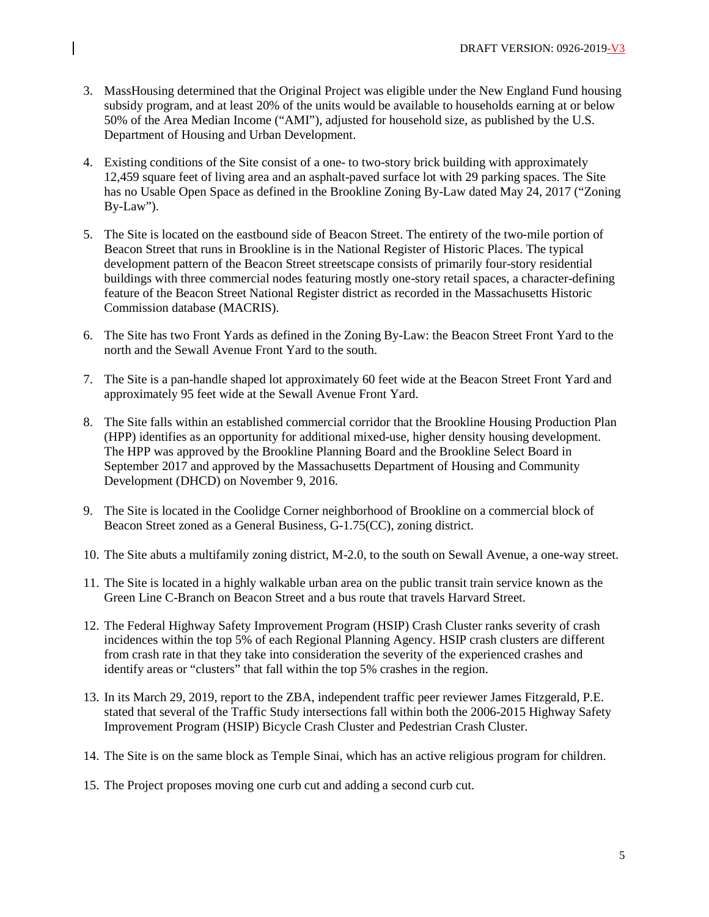3. MassHousing determined that the Original Project was eligible under the New England Fund housing subsidy program, and at least 20% of the units would be available to households earning at or below 50% of the Area Median Income ("AMI"), adjusted for household size, as published by the U.S. Department of Housing and Urban Development.

4. Existing conditions of the Site consist of a one- to two-story brick building with approximately 12,459 square feet of living area and an asphalt-paved surface lot with 29 parking spaces. The Site has no Usable Open Space as defined in the Brookline Zoning By-Law dated May 24, 2017 ("Zoning By-Law").

5. The Site is located on the eastbound side of Beacon Street. The entirety of the two-mile portion of Beacon Street that runs in Brookline is in the National Register of Historic Places. The typical development pattern of the Beacon Street streetscape consists of primarily four-story residential buildings with three commercial nodes featuring mostly one-story retail spaces, a character-defining feature of the Beacon Street National Register district as recorded in the Massachusetts Historic Commission database (MACRIS).

6. The Site has two Front Yards as defined in the Zoning By-Law: the Beacon Street Front Yard to the north and the Sewall Avenue Front Yard to the south.

7. The Site is a pan-handle shaped lot approximately 60 feet wide at the Beacon Street Front Yard and approximately 95 feet wide at the Sewall Avenue Front Yard.

8. The Site falls within an established commercial corridor that the Brookline Housing Production Plan (HPP) identifies as an opportunity for additional mixed-use, higher density housing development. The HPP was approved by the Brookline Planning Board and the Brookline Select Board in September 2017 and approved by the Massachusetts Department of Housing and Community Development (DHCD) on November 9, 2016.

9. The Site is located in the Coolidge Corner neighborhood of Brookline on a commercial block of Beacon Street zoned as a General Business, G-1.75(CC), zoning district.

10. The Site abuts a multifamily zoning district, M-2.0, to the south on Sewall Avenue, a one-way street.

11. The Site is located in a highly walkable urban area on the public transit train service known as the Green Line C-Branch on Beacon Street and a bus route that travels Harvard Street.

12. The Federal Highway Safety Improvement Program (HSIP) Crash Cluster ranks severity of crash incidences within the top 5% of each Regional Planning Agency. HSIP crash clusters are different from crash rate in that they take into consideration the severity of the experienced crashes and identify areas or "clusters" that fall within the top 5% crashes in the region.

13. In its March 29, 2019, report to the ZBA, independent traffic peer reviewer James Fitzgerald, P.E. stated that several of the Traffic Study intersections fall within both the 2006-2015 Highway Safety Improvement Program (HSIP) Bicycle Crash Cluster and Pedestrian Crash Cluster.

14. The Site is on the same block as Temple Sinai, which has an active religious program for children.

15. The Project proposes moving one curb cut and adding a second curb cut.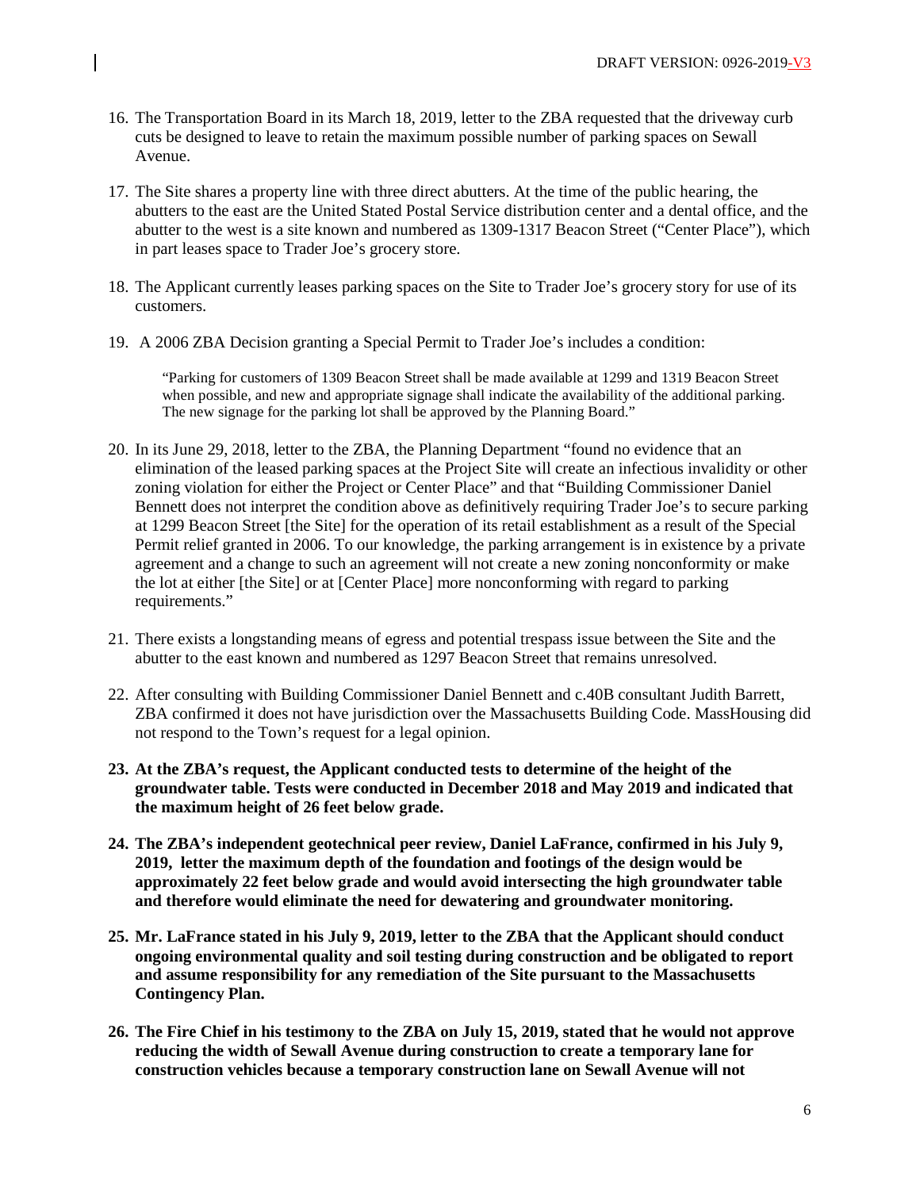16. The Transportation Board in its March 18, 2019, letter to the ZBA requested that the driveway curb cuts be designed to leave to retain the maximum possible number of parking spaces on Sewall Avenue.

17. The Site shares a property line with three direct abutters. At the time of the public hearing, the abutters to the east are the United Stated Postal Service distribution center and a dental office, and the abutter to the west is a site known and numbered as 1309-1317 Beacon Street ("Center Place"), which in part leases space to Trader Joe's grocery store.

18. The Applicant currently leases parking spaces on the Site to Trader Joe's grocery story for use of its customers.

19. A 2006 ZBA Decision granting a Special Permit to Trader Joe's includes a condition:

    > "Parking for customers of 1309 Beacon Street shall be made available at 1299 and 1319 Beacon Street when possible, and new and appropriate signage shall indicate the availability of the additional parking. The new signage for the parking lot shall be approved by the Planning Board."

20. In its June 29, 2018, letter to the ZBA, the Planning Department "found no evidence that an elimination of the leased parking spaces at the Project Site will create an infectious invalidity or other zoning violation for either the Project or Center Place" and that "Building Commissioner Daniel Bennett does not interpret the condition above as definitively requiring Trader Joe's to secure parking at 1299 Beacon Street [the Site] for the operation of its retail establishment as a result of the Special Permit relief granted in 2006. To our knowledge, the parking arrangement is in existence by a private agreement and a change to such an agreement will not create a new zoning nonconformity or make the lot at either [the Site] or at [Center Place] more nonconforming with regard to parking requirements."

21. There exists a longstanding means of egress and potential trespass issue between the Site and the abutter to the east known and numbered as 1297 Beacon Street that remains unresolved.

22. After consulting with Building Commissioner Daniel Bennett and c.40B consultant Judith Barrett, ZBA confirmed it does not have jurisdiction over the Massachusetts Building Code. MassHousing did not respond to the Town's request for a legal opinion.

23. **At the ZBA's request, the Applicant conducted tests to determine of the height of the groundwater table. Tests were conducted in December 2018 and May 2019 and indicated that the maximum height of 26 feet below grade.**

24. **The ZBA's independent geotechnical peer review, Daniel LaFrance, confirmed in his July 9, 2019, letter the maximum depth of the foundation and footings of the design would be approximately 22 feet below grade and would avoid intersecting the high groundwater table and therefore would eliminate the need for dewatering and groundwater monitoring.**

25. **Mr. LaFrance stated in his July 9, 2019, letter to the ZBA that the Applicant should conduct ongoing environmental quality and soil testing during construction and be obligated to report and assume responsibility for any remediation of the Site pursuant to the Massachusetts Contingency Plan.**

26. **The Fire Chief in his testimony to the ZBA on July 15, 2019, stated that he would not approve reducing the width of Sewall Avenue during construction to create a temporary lane for construction vehicles because a temporary construction lane on Sewall Avenue will not**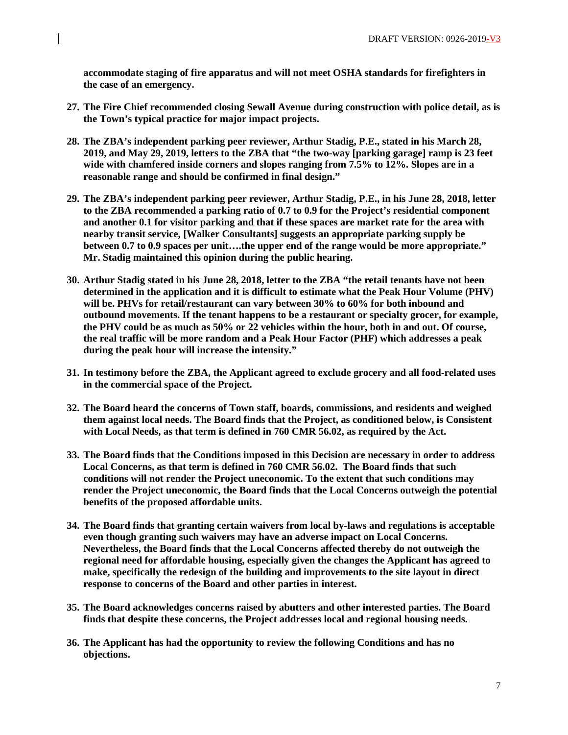**accommodate staging of fire apparatus and will not meet OSHA standards for firefighters in the case of an emergency.**

27. **The Fire Chief recommended closing Sewall Avenue during construction with police detail, as is the Town's typical practice for major impact projects.**

28. **The ZBA's independent parking peer reviewer, Arthur Stadig, P.E., stated in his March 28, 2019, and May 29, 2019, letters to the ZBA that "the two-way [parking garage] ramp is 23 feet wide with chamfered inside corners and slopes ranging from 7.5% to 12%. Slopes are in a reasonable range and should be confirmed in final design."**

29. **The ZBA's independent parking peer reviewer, Arthur Stadig, P.E., in his June 28, 2018, letter to the ZBA recommended a parking ratio of 0.7 to 0.9 for the Project's residential component and another 0.1 for visitor parking and that if these spaces are market rate for the area with nearby transit service, [Walker Consultants] suggests an appropriate parking supply be between 0.7 to 0.9 spaces per unit….the upper end of the range would be more appropriate." Mr. Stadig maintained this opinion during the public hearing.**

30. **Arthur Stadig stated in his June 28, 2018, letter to the ZBA "the retail tenants have not been determined in the application and it is difficult to estimate what the Peak Hour Volume (PHV) will be. PHVs for retail/restaurant can vary between 30% to 60% for both inbound and outbound movements. If the tenant happens to be a restaurant or specialty grocer, for example, the PHV could be as much as 50% or 22 vehicles within the hour, both in and out. Of course, the real traffic will be more random and a Peak Hour Factor (PHF) which addresses a peak during the peak hour will increase the intensity."**

31. **In testimony before the ZBA, the Applicant agreed to exclude grocery and all food-related uses in the commercial space of the Project.**

32. **The Board heard the concerns of Town staff, boards, commissions, and residents and weighed them against local needs. The Board finds that the Project, as conditioned below, is Consistent with Local Needs, as that term is defined in 760 CMR 56.02, as required by the Act.**

33. **The Board finds that the Conditions imposed in this Decision are necessary in order to address Local Concerns, as that term is defined in 760 CMR 56.02. The Board finds that such conditions will not render the Project uneconomic. To the extent that such conditions may render the Project uneconomic, the Board finds that the Local Concerns outweigh the potential benefits of the proposed affordable units.**

34. **The Board finds that granting certain waivers from local by-laws and regulations is acceptable even though granting such waivers may have an adverse impact on Local Concerns. Nevertheless, the Board finds that the Local Concerns affected thereby do not outweigh the regional need for affordable housing, especially given the changes the Applicant has agreed to make, specifically the redesign of the building and improvements to the site layout in direct response to concerns of the Board and other parties in interest.**

35. **The Board acknowledges concerns raised by abutters and other interested parties. The Board finds that despite these concerns, the Project addresses local and regional housing needs.**

36. **The Applicant has had the opportunity to review the following Conditions and has no objections.**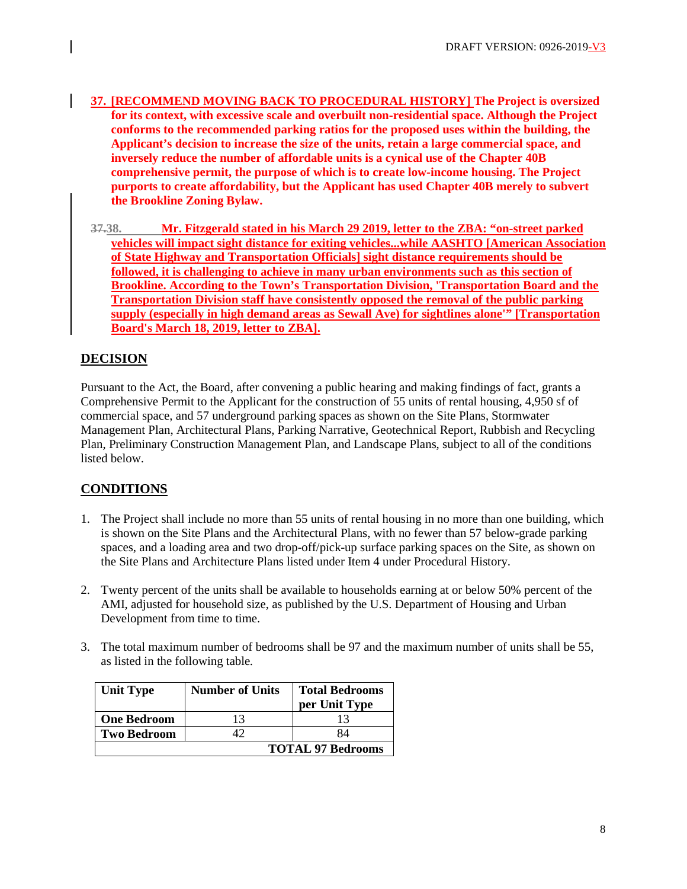37. [RECOMMEND MOVING BACK TO PROCEDURAL HISTORY] **The Project is oversized for its context, with excessive scale and overbuilt non-residential space. Although the Project conforms to the recommended parking ratios for the proposed uses within the building, the Applicant's decision to increase the size of the units, retain a large commercial space, and inversely reduce the number of affordable units is a cynical use of the Chapter 40B comprehensive permit, the purpose of which is to create low-income housing. The Project purports to create affordability, but the Applicant has used Chapter 40B merely to subvert the Brookline Zoning Bylaw.**

~~37.~~38. Mr. Fitzgerald stated in his March 29 2019, letter to the ZBA: "on-street parked vehicles will impact sight distance for exiting vehicles...while AASHTO [American Association of State Highway and Transportation Officials] sight distance requirements should be followed, it is challenging to achieve in many urban environments such as this section of Brookline. According to the Town's Transportation Division, 'Transportation Board and the Transportation Division staff have consistently opposed the removal of the public parking supply (especially in high demand areas as Sewall Ave) for sightlines alone'" [Transportation Board's March 18, 2019, letter to ZBA].

## DECISION

Pursuant to the Act, the Board, after convening a public hearing and making findings of fact, grants a Comprehensive Permit to the Applicant for the construction of 55 units of rental housing, 4,950 sf of commercial space, and 57 underground parking spaces as shown on the Site Plans, Stormwater Management Plan, Architectural Plans, Parking Narrative, Geotechnical Report, Rubbish and Recycling Plan, Preliminary Construction Management Plan, and Landscape Plans, subject to all of the conditions listed below.

## CONDITIONS

1. The Project shall include no more than 55 units of rental housing in no more than one building, which is shown on the Site Plans and the Architectural Plans, with no fewer than 57 below-grade parking spaces, and a loading area and two drop-off/pick-up surface parking spaces on the Site, as shown on the Site Plans and Architecture Plans listed under Item 4 under Procedural History.

2. Twenty percent of the units shall be available to households earning at or below 50% percent of the AMI, adjusted for household size, as published by the U.S. Department of Housing and Urban Development from time to time.

3. The total maximum number of bedrooms shall be 97 and the maximum number of units shall be 55, as listed in the following table.

| Unit Type | Number of Units | Total Bedrooms per Unit Type |
|---|---|---|
| **One Bedroom** | 13 | 13 |
| **Two Bedroom** | 42 | 84 |
| | | **TOTAL 97 Bedrooms** |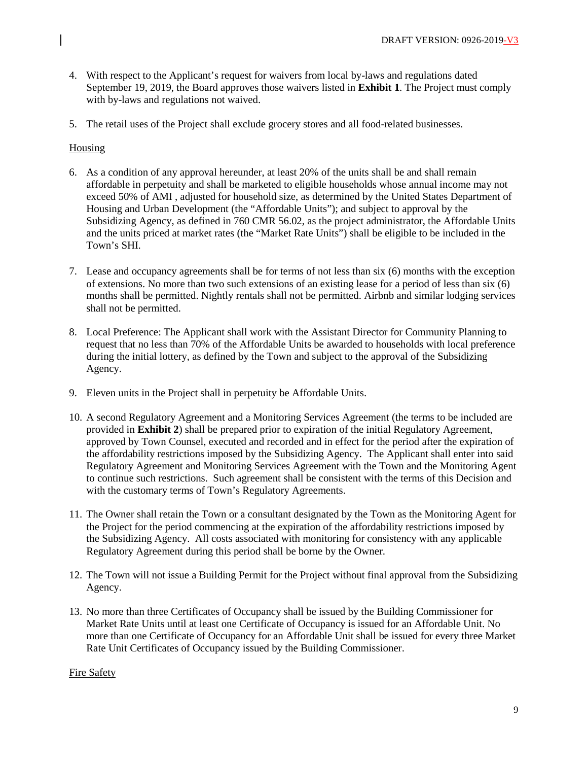4. With respect to the Applicant's request for waivers from local by-laws and regulations dated September 19, 2019, the Board approves those waivers listed in **Exhibit 1**. The Project must comply with by-laws and regulations not waived.

5. The retail uses of the Project shall exclude grocery stores and all food-related businesses.

Housing

6. As a condition of any approval hereunder, at least 20% of the units shall be and shall remain affordable in perpetuity and shall be marketed to eligible households whose annual income may not exceed 50% of AMI , adjusted for household size, as determined by the United States Department of Housing and Urban Development (the "Affordable Units"); and subject to approval by the Subsidizing Agency, as defined in 760 CMR 56.02, as the project administrator, the Affordable Units and the units priced at market rates (the "Market Rate Units") shall be eligible to be included in the Town's SHI.

7. Lease and occupancy agreements shall be for terms of not less than six (6) months with the exception of extensions. No more than two such extensions of an existing lease for a period of less than six (6) months shall be permitted. Nightly rentals shall not be permitted. Airbnb and similar lodging services shall not be permitted.

8. Local Preference: The Applicant shall work with the Assistant Director for Community Planning to request that no less than 70% of the Affordable Units be awarded to households with local preference during the initial lottery, as defined by the Town and subject to the approval of the Subsidizing Agency.

9. Eleven units in the Project shall in perpetuity be Affordable Units.

10. A second Regulatory Agreement and a Monitoring Services Agreement (the terms to be included are provided in **Exhibit 2**) shall be prepared prior to expiration of the initial Regulatory Agreement, approved by Town Counsel, executed and recorded and in effect for the period after the expiration of the affordability restrictions imposed by the Subsidizing Agency. The Applicant shall enter into said Regulatory Agreement and Monitoring Services Agreement with the Town and the Monitoring Agent to continue such restrictions. Such agreement shall be consistent with the terms of this Decision and with the customary terms of Town's Regulatory Agreements.

11. The Owner shall retain the Town or a consultant designated by the Town as the Monitoring Agent for the Project for the period commencing at the expiration of the affordability restrictions imposed by the Subsidizing Agency. All costs associated with monitoring for consistency with any applicable Regulatory Agreement during this period shall be borne by the Owner.

12. The Town will not issue a Building Permit for the Project without final approval from the Subsidizing Agency.

13. No more than three Certificates of Occupancy shall be issued by the Building Commissioner for Market Rate Units until at least one Certificate of Occupancy is issued for an Affordable Unit. No more than one Certificate of Occupancy for an Affordable Unit shall be issued for every three Market Rate Unit Certificates of Occupancy issued by the Building Commissioner.

Fire Safety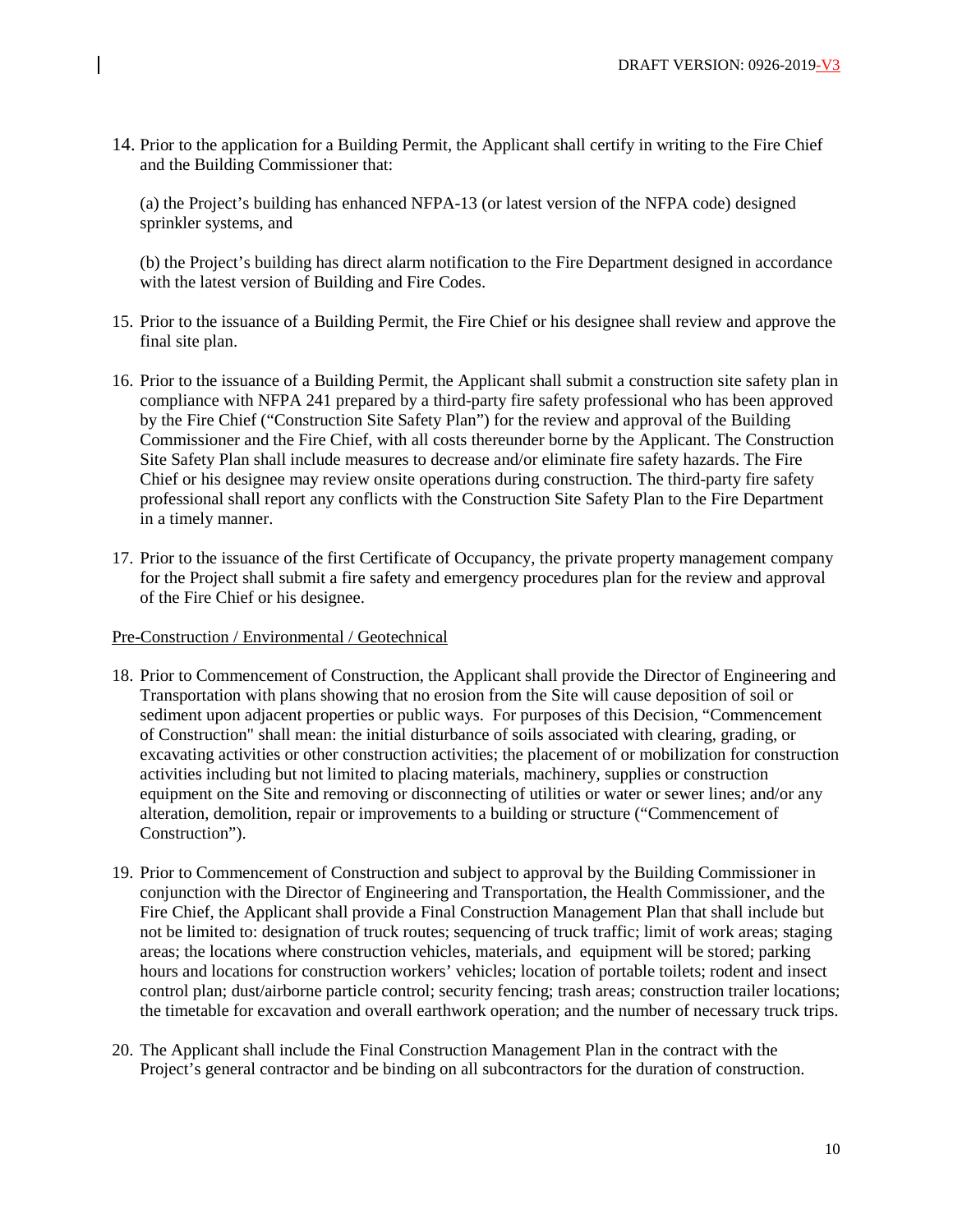14. Prior to the application for a Building Permit, the Applicant shall certify in writing to the Fire Chief and the Building Commissioner that:

    (a) the Project's building has enhanced NFPA-13 (or latest version of the NFPA code) designed sprinkler systems, and

    (b) the Project's building has direct alarm notification to the Fire Department designed in accordance with the latest version of Building and Fire Codes.

15. Prior to the issuance of a Building Permit, the Fire Chief or his designee shall review and approve the final site plan.

16. Prior to the issuance of a Building Permit, the Applicant shall submit a construction site safety plan in compliance with NFPA 241 prepared by a third-party fire safety professional who has been approved by the Fire Chief ("Construction Site Safety Plan") for the review and approval of the Building Commissioner and the Fire Chief, with all costs thereunder borne by the Applicant. The Construction Site Safety Plan shall include measures to decrease and/or eliminate fire safety hazards. The Fire Chief or his designee may review onsite operations during construction. The third-party fire safety professional shall report any conflicts with the Construction Site Safety Plan to the Fire Department in a timely manner.

17. Prior to the issuance of the first Certificate of Occupancy, the private property management company for the Project shall submit a fire safety and emergency procedures plan for the review and approval of the Fire Chief or his designee.

Pre-Construction / Environmental / Geotechnical

18. Prior to Commencement of Construction, the Applicant shall provide the Director of Engineering and Transportation with plans showing that no erosion from the Site will cause deposition of soil or sediment upon adjacent properties or public ways. For purposes of this Decision, "Commencement of Construction" shall mean: the initial disturbance of soils associated with clearing, grading, or excavating activities or other construction activities; the placement of or mobilization for construction activities including but not limited to placing materials, machinery, supplies or construction equipment on the Site and removing or disconnecting of utilities or water or sewer lines; and/or any alteration, demolition, repair or improvements to a building or structure ("Commencement of Construction").

19. Prior to Commencement of Construction and subject to approval by the Building Commissioner in conjunction with the Director of Engineering and Transportation, the Health Commissioner, and the Fire Chief, the Applicant shall provide a Final Construction Management Plan that shall include but not be limited to: designation of truck routes; sequencing of truck traffic; limit of work areas; staging areas; the locations where construction vehicles, materials, and equipment will be stored; parking hours and locations for construction workers' vehicles; location of portable toilets; rodent and insect control plan; dust/airborne particle control; security fencing; trash areas; construction trailer locations; the timetable for excavation and overall earthwork operation; and the number of necessary truck trips.

20. The Applicant shall include the Final Construction Management Plan in the contract with the Project's general contractor and be binding on all subcontractors for the duration of construction.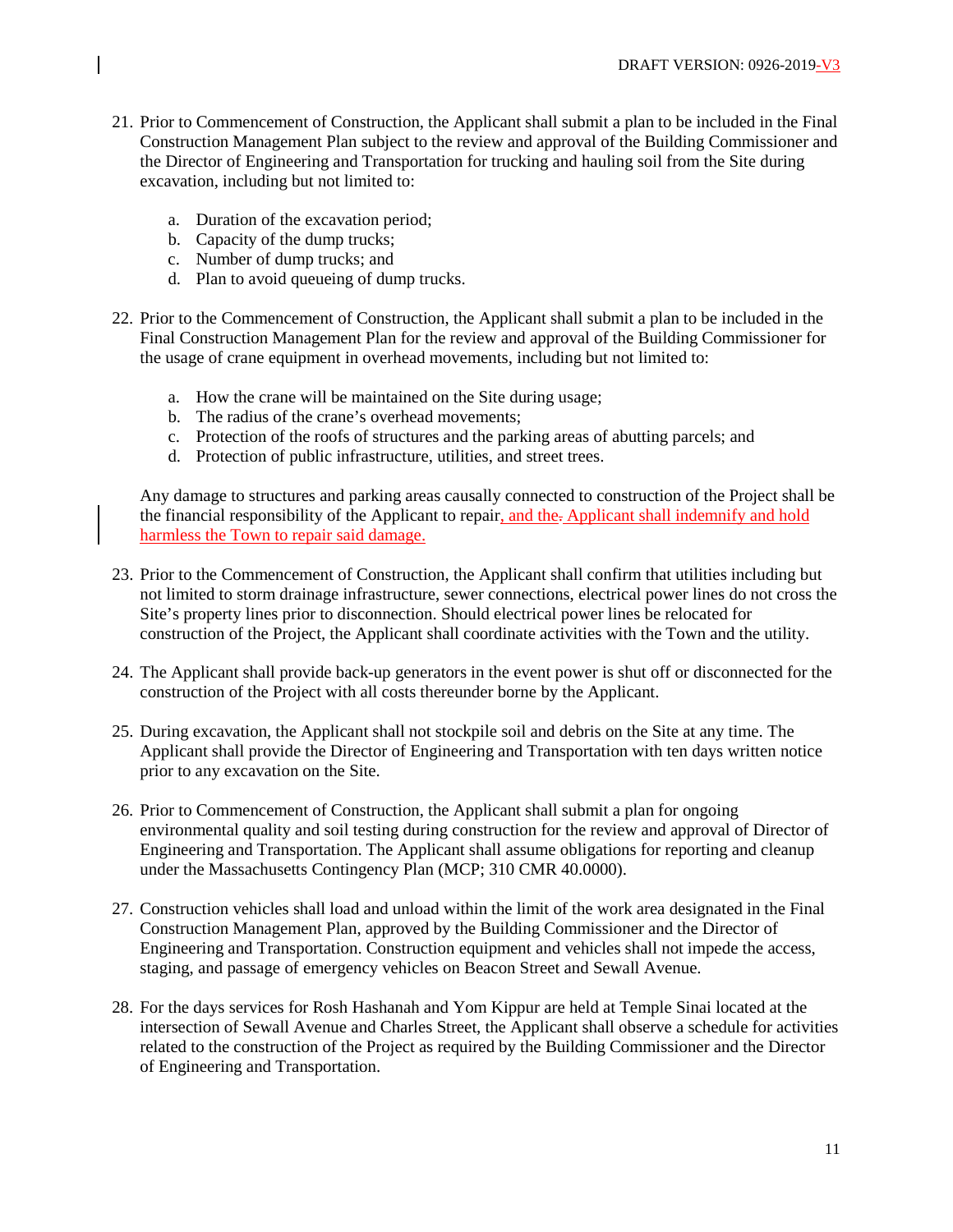21. Prior to Commencement of Construction, the Applicant shall submit a plan to be included in the Final Construction Management Plan subject to the review and approval of the Building Commissioner and the Director of Engineering and Transportation for trucking and hauling soil from the Site during excavation, including but not limited to:

    a. Duration of the excavation period;
    b. Capacity of the dump trucks;
    c. Number of dump trucks; and
    d. Plan to avoid queueing of dump trucks.

22. Prior to the Commencement of Construction, the Applicant shall submit a plan to be included in the Final Construction Management Plan for the review and approval of the Building Commissioner for the usage of crane equipment in overhead movements, including but not limited to:

    a. How the crane will be maintained on the Site during usage;
    b. The radius of the crane's overhead movements;
    c. Protection of the roofs of structures and the parking areas of abutting parcels; and
    d. Protection of public infrastructure, utilities, and street trees.

    Any damage to structures and parking areas causally connected to construction of the Project shall be the financial responsibility of the Applicant to repair, and the. Applicant shall indemnify and hold harmless the Town to repair said damage.

23. Prior to the Commencement of Construction, the Applicant shall confirm that utilities including but not limited to storm drainage infrastructure, sewer connections, electrical power lines do not cross the Site's property lines prior to disconnection. Should electrical power lines be relocated for construction of the Project, the Applicant shall coordinate activities with the Town and the utility.

24. The Applicant shall provide back-up generators in the event power is shut off or disconnected for the construction of the Project with all costs thereunder borne by the Applicant.

25. During excavation, the Applicant shall not stockpile soil and debris on the Site at any time. The Applicant shall provide the Director of Engineering and Transportation with ten days written notice prior to any excavation on the Site.

26. Prior to Commencement of Construction, the Applicant shall submit a plan for ongoing environmental quality and soil testing during construction for the review and approval of Director of Engineering and Transportation. The Applicant shall assume obligations for reporting and cleanup under the Massachusetts Contingency Plan (MCP; 310 CMR 40.0000).

27. Construction vehicles shall load and unload within the limit of the work area designated in the Final Construction Management Plan, approved by the Building Commissioner and the Director of Engineering and Transportation. Construction equipment and vehicles shall not impede the access, staging, and passage of emergency vehicles on Beacon Street and Sewall Avenue.

28. For the days services for Rosh Hashanah and Yom Kippur are held at Temple Sinai located at the intersection of Sewall Avenue and Charles Street, the Applicant shall observe a schedule for activities related to the construction of the Project as required by the Building Commissioner and the Director of Engineering and Transportation.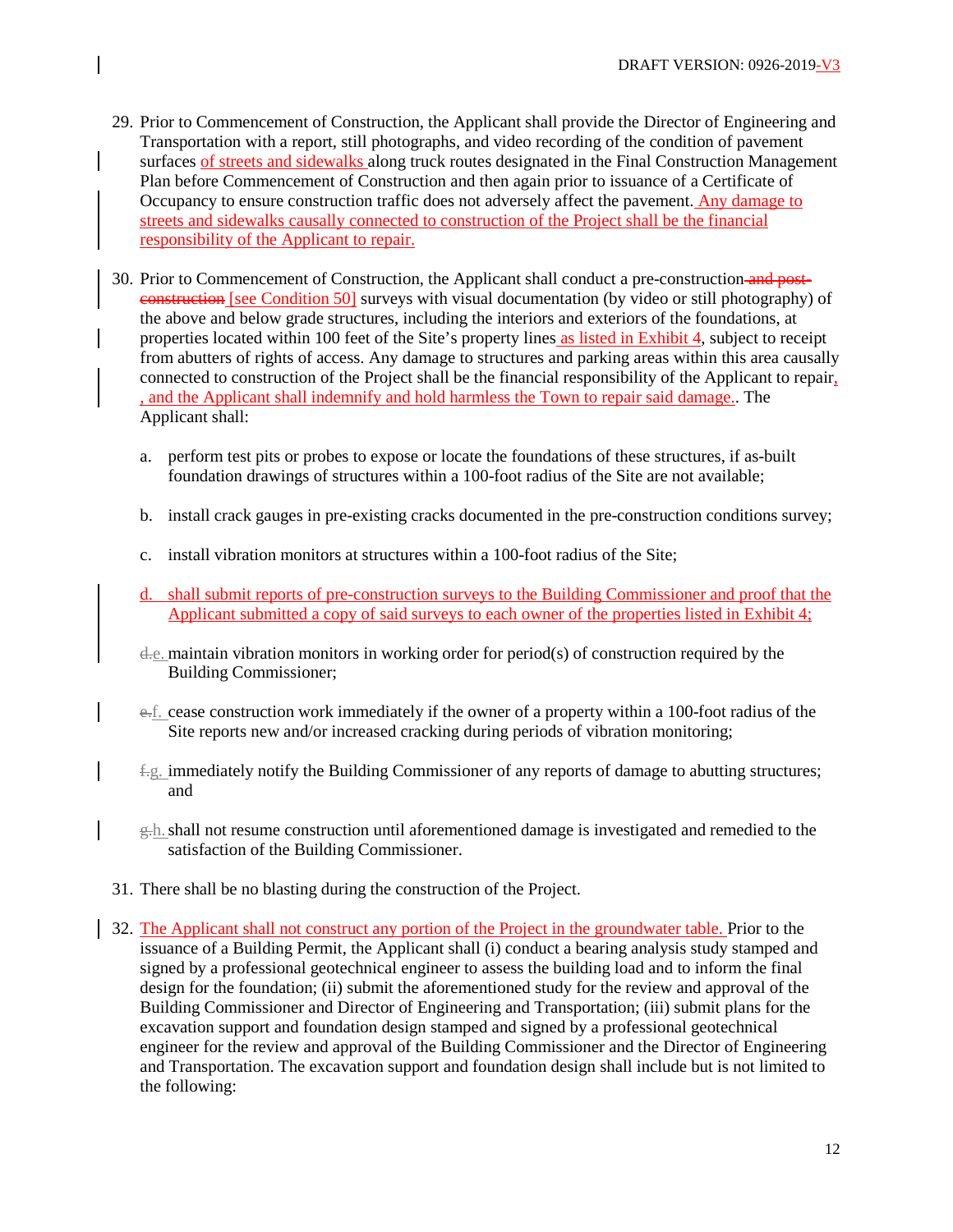29. Prior to Commencement of Construction, the Applicant shall provide the Director of Engineering and Transportation with a report, still photographs, and video recording of the condition of pavement surfaces of streets and sidewalks along truck routes designated in the Final Construction Management Plan before Commencement of Construction and then again prior to issuance of a Certificate of Occupancy to ensure construction traffic does not adversely affect the pavement. Any damage to streets and sidewalks causally connected to construction of the Project shall be the financial responsibility of the Applicant to repair.

30. Prior to Commencement of Construction, the Applicant shall conduct a pre-construction ~~and post-construction~~ [see Condition 50] surveys with visual documentation (by video or still photography) of the above and below grade structures, including the interiors and exteriors of the foundations, at properties located within 100 feet of the Site's property lines as listed in Exhibit 4, subject to receipt from abutters of rights of access. Any damage to structures and parking areas within this area causally connected to construction of the Project shall be the financial responsibility of the Applicant to repair, , and the Applicant shall indemnify and hold harmless the Town to repair said damage.. The Applicant shall:

    a. perform test pits or probes to expose or locate the foundations of these structures, if as-built foundation drawings of structures within a 100-foot radius of the Site are not available;

    b. install crack gauges in pre-existing cracks documented in the pre-construction conditions survey;

    c. install vibration monitors at structures within a 100-foot radius of the Site;

    d. shall submit reports of pre-construction surveys to the Building Commissioner and proof that the Applicant submitted a copy of said surveys to each owner of the properties listed in Exhibit 4;

    ~~d.~~e. maintain vibration monitors in working order for period(s) of construction required by the Building Commissioner;

    ~~e.~~f. cease construction work immediately if the owner of a property within a 100-foot radius of the Site reports new and/or increased cracking during periods of vibration monitoring;

    ~~f.~~g. immediately notify the Building Commissioner of any reports of damage to abutting structures; and

    ~~g.~~h. shall not resume construction until aforementioned damage is investigated and remedied to the satisfaction of the Building Commissioner.

31. There shall be no blasting during the construction of the Project.

32. The Applicant shall not construct any portion of the Project in the groundwater table. Prior to the issuance of a Building Permit, the Applicant shall (i) conduct a bearing analysis study stamped and signed by a professional geotechnical engineer to assess the building load and to inform the final design for the foundation; (ii) submit the aforementioned study for the review and approval of the Building Commissioner and Director of Engineering and Transportation; (iii) submit plans for the excavation support and foundation design stamped and signed by a professional geotechnical engineer for the review and approval of the Building Commissioner and the Director of Engineering and Transportation. The excavation support and foundation design shall include but is not limited to the following: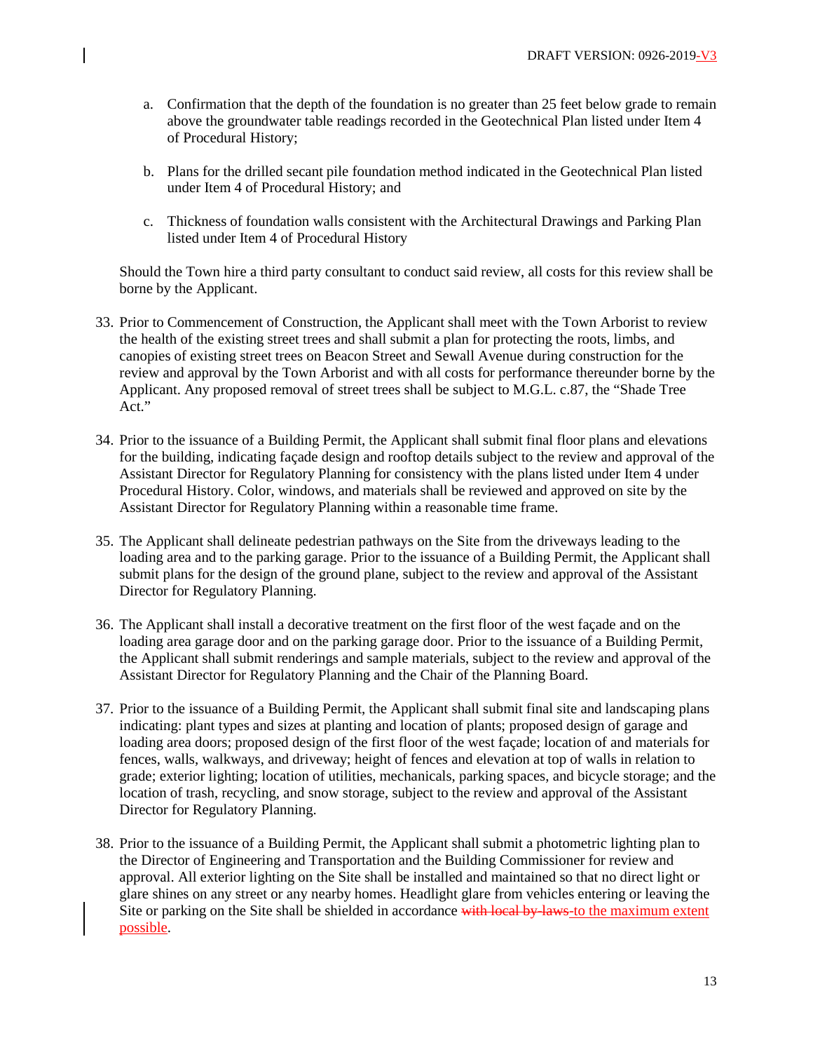a. Confirmation that the depth of the foundation is no greater than 25 feet below grade to remain above the groundwater table readings recorded in the Geotechnical Plan listed under Item 4 of Procedural History;

b. Plans for the drilled secant pile foundation method indicated in the Geotechnical Plan listed under Item 4 of Procedural History; and

c. Thickness of foundation walls consistent with the Architectural Drawings and Parking Plan listed under Item 4 of Procedural History

Should the Town hire a third party consultant to conduct said review, all costs for this review shall be borne by the Applicant.

33. Prior to Commencement of Construction, the Applicant shall meet with the Town Arborist to review the health of the existing street trees and shall submit a plan for protecting the roots, limbs, and canopies of existing street trees on Beacon Street and Sewall Avenue during construction for the review and approval by the Town Arborist and with all costs for performance thereunder borne by the Applicant. Any proposed removal of street trees shall be subject to M.G.L. c.87, the "Shade Tree Act."

34. Prior to the issuance of a Building Permit, the Applicant shall submit final floor plans and elevations for the building, indicating façade design and rooftop details subject to the review and approval of the Assistant Director for Regulatory Planning for consistency with the plans listed under Item 4 under Procedural History. Color, windows, and materials shall be reviewed and approved on site by the Assistant Director for Regulatory Planning within a reasonable time frame.

35. The Applicant shall delineate pedestrian pathways on the Site from the driveways leading to the loading area and to the parking garage. Prior to the issuance of a Building Permit, the Applicant shall submit plans for the design of the ground plane, subject to the review and approval of the Assistant Director for Regulatory Planning.

36. The Applicant shall install a decorative treatment on the first floor of the west façade and on the loading area garage door and on the parking garage door. Prior to the issuance of a Building Permit, the Applicant shall submit renderings and sample materials, subject to the review and approval of the Assistant Director for Regulatory Planning and the Chair of the Planning Board.

37. Prior to the issuance of a Building Permit, the Applicant shall submit final site and landscaping plans indicating: plant types and sizes at planting and location of plants; proposed design of garage and loading area doors; proposed design of the first floor of the west façade; location of and materials for fences, walls, walkways, and driveway; height of fences and elevation at top of walls in relation to grade; exterior lighting; location of utilities, mechanicals, parking spaces, and bicycle storage; and the location of trash, recycling, and snow storage, subject to the review and approval of the Assistant Director for Regulatory Planning.

38. Prior to the issuance of a Building Permit, the Applicant shall submit a photometric lighting plan to the Director of Engineering and Transportation and the Building Commissioner for review and approval. All exterior lighting on the Site shall be installed and maintained so that no direct light or glare shines on any street or any nearby homes. Headlight glare from vehicles entering or leaving the Site or parking on the Site shall be shielded in accordance ~~with local by-laws~~ to the maximum extent possible.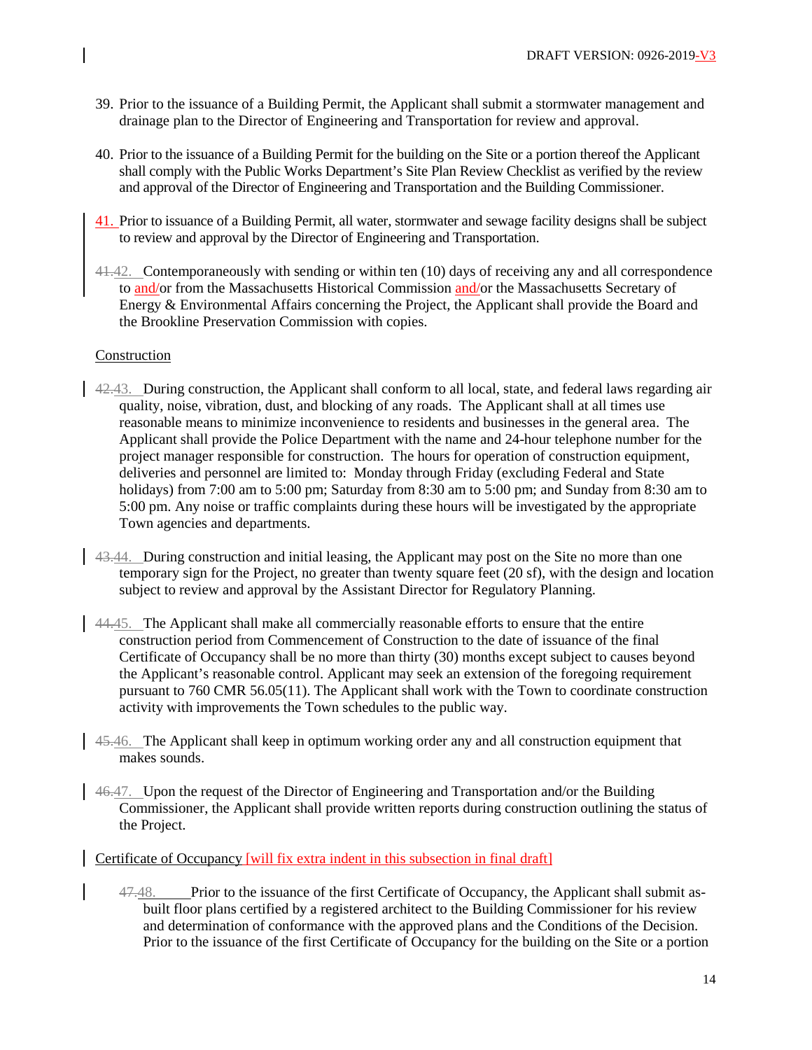39. Prior to the issuance of a Building Permit, the Applicant shall submit a stormwater management and drainage plan to the Director of Engineering and Transportation for review and approval.

40. Prior to the issuance of a Building Permit for the building on the Site or a portion thereof the Applicant shall comply with the Public Works Department's Site Plan Review Checklist as verified by the review and approval of the Director of Engineering and Transportation and the Building Commissioner.

41. Prior to issuance of a Building Permit, all water, stormwater and sewage facility designs shall be subject to review and approval by the Director of Engineering and Transportation.

~~41.~~42. Contemporaneously with sending or within ten (10) days of receiving any and all correspondence to and/or from the Massachusetts Historical Commission and/or the Massachusetts Secretary of Energy & Environmental Affairs concerning the Project, the Applicant shall provide the Board and the Brookline Preservation Commission with copies.

Construction

~~42.~~43. During construction, the Applicant shall conform to all local, state, and federal laws regarding air quality, noise, vibration, dust, and blocking of any roads. The Applicant shall at all times use reasonable means to minimize inconvenience to residents and businesses in the general area. The Applicant shall provide the Police Department with the name and 24-hour telephone number for the project manager responsible for construction. The hours for operation of construction equipment, deliveries and personnel are limited to: Monday through Friday (excluding Federal and State holidays) from 7:00 am to 5:00 pm; Saturday from 8:30 am to 5:00 pm; and Sunday from 8:30 am to 5:00 pm. Any noise or traffic complaints during these hours will be investigated by the appropriate Town agencies and departments.

~~43.~~44. During construction and initial leasing, the Applicant may post on the Site no more than one temporary sign for the Project, no greater than twenty square feet (20 sf), with the design and location subject to review and approval by the Assistant Director for Regulatory Planning.

~~44.~~45. The Applicant shall make all commercially reasonable efforts to ensure that the entire construction period from Commencement of Construction to the date of issuance of the final Certificate of Occupancy shall be no more than thirty (30) months except subject to causes beyond the Applicant's reasonable control. Applicant may seek an extension of the foregoing requirement pursuant to 760 CMR 56.05(11). The Applicant shall work with the Town to coordinate construction activity with improvements the Town schedules to the public way.

~~45.~~46. The Applicant shall keep in optimum working order any and all construction equipment that makes sounds.

~~46.~~47. Upon the request of the Director of Engineering and Transportation and/or the Building Commissioner, the Applicant shall provide written reports during construction outlining the status of the Project.

Certificate of Occupancy [will fix extra indent in this subsection in final draft]

~~47.~~48. Prior to the issuance of the first Certificate of Occupancy, the Applicant shall submit as-built floor plans certified by a registered architect to the Building Commissioner for his review and determination of conformance with the approved plans and the Conditions of the Decision. Prior to the issuance of the first Certificate of Occupancy for the building on the Site or a portion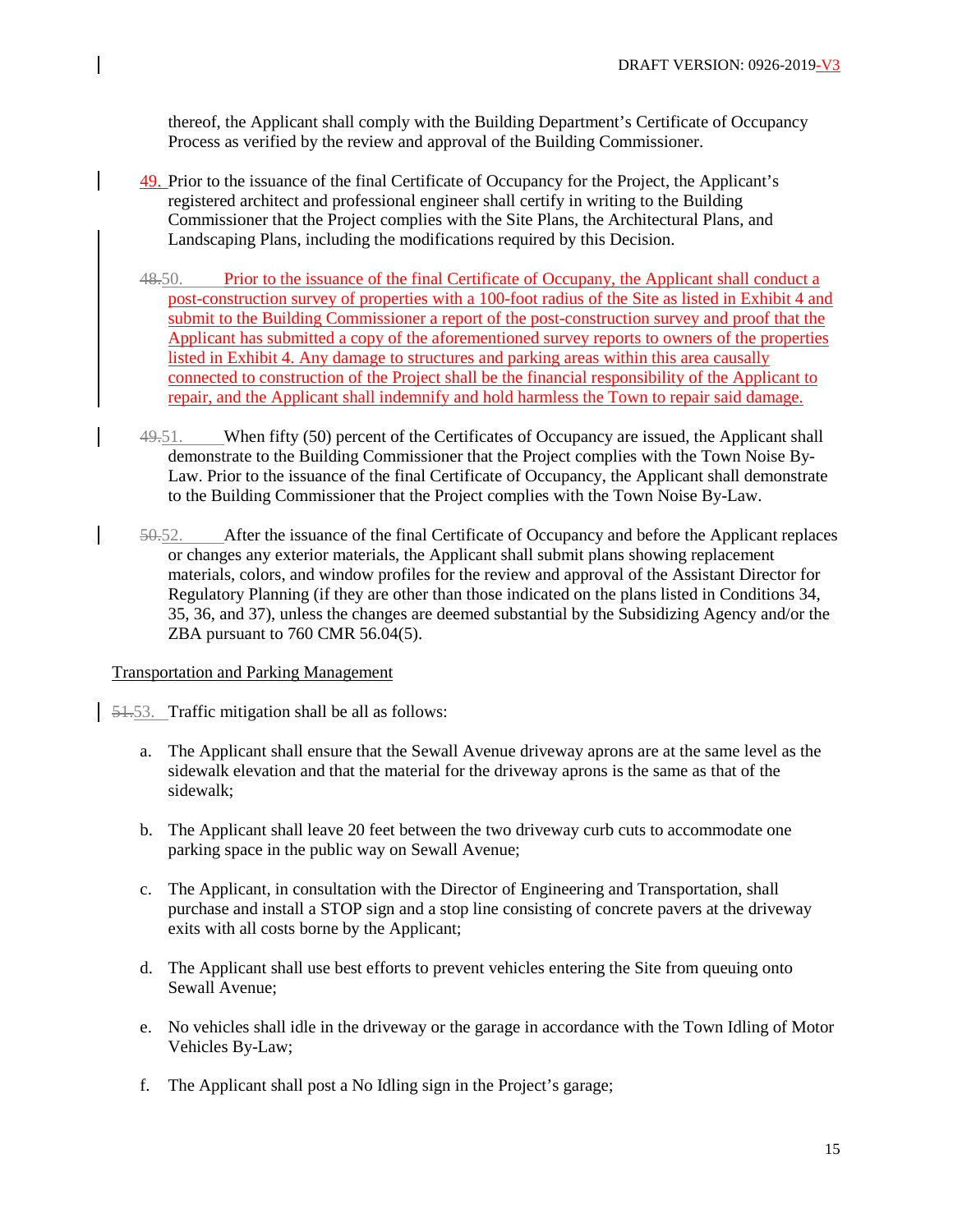thereof, the Applicant shall comply with the Building Department's Certificate of Occupancy Process as verified by the review and approval of the Building Commissioner.

49. Prior to the issuance of the final Certificate of Occupancy for the Project, the Applicant's registered architect and professional engineer shall certify in writing to the Building Commissioner that the Project complies with the Site Plans, the Architectural Plans, and Landscaping Plans, including the modifications required by this Decision.

~~48.~~50. Prior to the issuance of the final Certificate of Occupany, the Applicant shall conduct a post-construction survey of properties with a 100-foot radius of the Site as listed in Exhibit 4 and submit to the Building Commissioner a report of the post-construction survey and proof that the Applicant has submitted a copy of the aforementioned survey reports to owners of the properties listed in Exhibit 4. Any damage to structures and parking areas within this area causally connected to construction of the Project shall be the financial responsibility of the Applicant to repair, and the Applicant shall indemnify and hold harmless the Town to repair said damage.

~~49.~~51. When fifty (50) percent of the Certificates of Occupancy are issued, the Applicant shall demonstrate to the Building Commissioner that the Project complies with the Town Noise By-Law. Prior to the issuance of the final Certificate of Occupancy, the Applicant shall demonstrate to the Building Commissioner that the Project complies with the Town Noise By-Law.

~~50.~~52. After the issuance of the final Certificate of Occupancy and before the Applicant replaces or changes any exterior materials, the Applicant shall submit plans showing replacement materials, colors, and window profiles for the review and approval of the Assistant Director for Regulatory Planning (if they are other than those indicated on the plans listed in Conditions 34, 35, 36, and 37), unless the changes are deemed substantial by the Subsidizing Agency and/or the ZBA pursuant to 760 CMR 56.04(5).

Transportation and Parking Management

~~51.~~53. Traffic mitigation shall be all as follows:

a. The Applicant shall ensure that the Sewall Avenue driveway aprons are at the same level as the sidewalk elevation and that the material for the driveway aprons is the same as that of the sidewalk;

b. The Applicant shall leave 20 feet between the two driveway curb cuts to accommodate one parking space in the public way on Sewall Avenue;

c. The Applicant, in consultation with the Director of Engineering and Transportation, shall purchase and install a STOP sign and a stop line consisting of concrete pavers at the driveway exits with all costs borne by the Applicant;

d. The Applicant shall use best efforts to prevent vehicles entering the Site from queuing onto Sewall Avenue;

e. No vehicles shall idle in the driveway or the garage in accordance with the Town Idling of Motor Vehicles By-Law;

f. The Applicant shall post a No Idling sign in the Project's garage;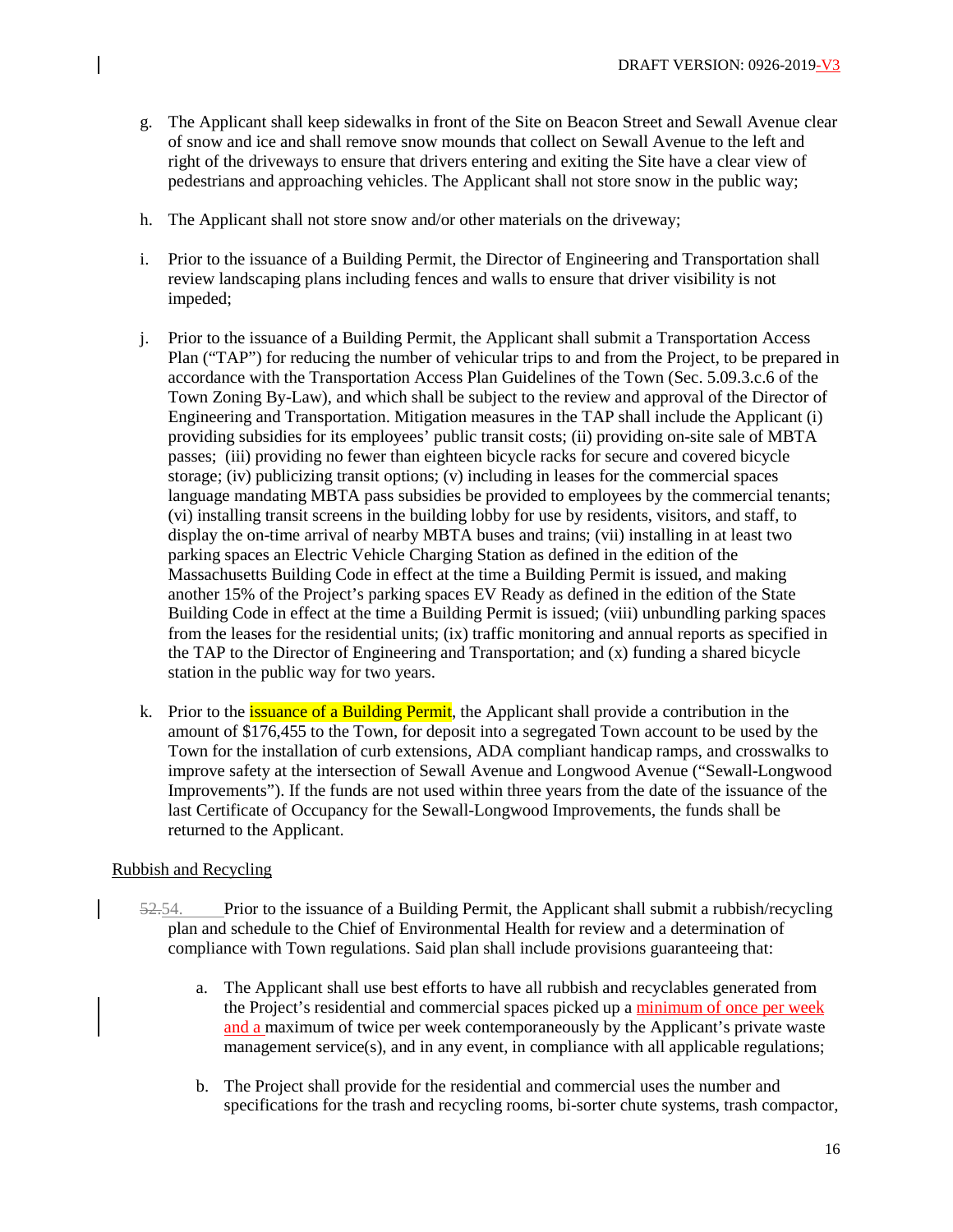g. The Applicant shall keep sidewalks in front of the Site on Beacon Street and Sewall Avenue clear of snow and ice and shall remove snow mounds that collect on Sewall Avenue to the left and right of the driveways to ensure that drivers entering and exiting the Site have a clear view of pedestrians and approaching vehicles. The Applicant shall not store snow in the public way;

h. The Applicant shall not store snow and/or other materials on the driveway;

i. Prior to the issuance of a Building Permit, the Director of Engineering and Transportation shall review landscaping plans including fences and walls to ensure that driver visibility is not impeded;

j. Prior to the issuance of a Building Permit, the Applicant shall submit a Transportation Access Plan ("TAP") for reducing the number of vehicular trips to and from the Project, to be prepared in accordance with the Transportation Access Plan Guidelines of the Town (Sec. 5.09.3.c.6 of the Town Zoning By-Law), and which shall be subject to the review and approval of the Director of Engineering and Transportation. Mitigation measures in the TAP shall include the Applicant (i) providing subsidies for its employees' public transit costs; (ii) providing on-site sale of MBTA passes; (iii) providing no fewer than eighteen bicycle racks for secure and covered bicycle storage; (iv) publicizing transit options; (v) including in leases for the commercial spaces language mandating MBTA pass subsidies be provided to employees by the commercial tenants; (vi) installing transit screens in the building lobby for use by residents, visitors, and staff, to display the on-time arrival of nearby MBTA buses and trains; (vii) installing in at least two parking spaces an Electric Vehicle Charging Station as defined in the edition of the Massachusetts Building Code in effect at the time a Building Permit is issued, and making another 15% of the Project's parking spaces EV Ready as defined in the edition of the State Building Code in effect at the time a Building Permit is issued; (viii) unbundling parking spaces from the leases for the residential units; (ix) traffic monitoring and annual reports as specified in the TAP to the Director of Engineering and Transportation; and (x) funding a shared bicycle station in the public way for two years.

k. Prior to the issuance of a Building Permit, the Applicant shall provide a contribution in the amount of $176,455 to the Town, for deposit into a segregated Town account to be used by the Town for the installation of curb extensions, ADA compliant handicap ramps, and crosswalks to improve safety at the intersection of Sewall Avenue and Longwood Avenue ("Sewall-Longwood Improvements"). If the funds are not used within three years from the date of the issuance of the last Certificate of Occupancy for the Sewall-Longwood Improvements, the funds shall be returned to the Applicant.

<u>Rubbish and Recycling</u>

~~52.~~54. Prior to the issuance of a Building Permit, the Applicant shall submit a rubbish/recycling plan and schedule to the Chief of Environmental Health for review and a determination of compliance with Town regulations. Said plan shall include provisions guaranteeing that:

a. The Applicant shall use best efforts to have all rubbish and recyclables generated from the Project's residential and commercial spaces picked up a minimum of once per week and a maximum of twice per week contemporaneously by the Applicant's private waste management service(s), and in any event, in compliance with all applicable regulations;

b. The Project shall provide for the residential and commercial uses the number and specifications for the trash and recycling rooms, bi-sorter chute systems, trash compactor,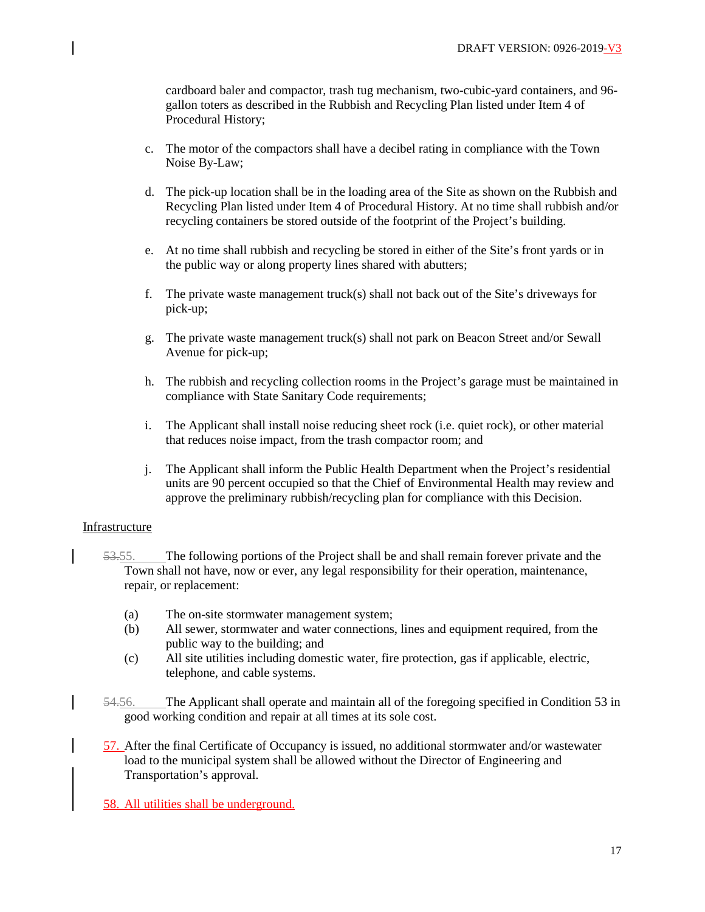cardboard baler and compactor, trash tug mechanism, two-cubic-yard containers, and 96-gallon toters as described in the Rubbish and Recycling Plan listed under Item 4 of Procedural History;

c. The motor of the compactors shall have a decibel rating in compliance with the Town Noise By-Law;

d. The pick-up location shall be in the loading area of the Site as shown on the Rubbish and Recycling Plan listed under Item 4 of Procedural History. At no time shall rubbish and/or recycling containers be stored outside of the footprint of the Project's building.

e. At no time shall rubbish and recycling be stored in either of the Site's front yards or in the public way or along property lines shared with abutters;

f. The private waste management truck(s) shall not back out of the Site's driveways for pick-up;

g. The private waste management truck(s) shall not park on Beacon Street and/or Sewall Avenue for pick-up;

h. The rubbish and recycling collection rooms in the Project's garage must be maintained in compliance with State Sanitary Code requirements;

i. The Applicant shall install noise reducing sheet rock (i.e. quiet rock), or other material that reduces noise impact, from the trash compactor room; and

j. The Applicant shall inform the Public Health Department when the Project's residential units are 90 percent occupied so that the Chief of Environmental Health may review and approve the preliminary rubbish/recycling plan for compliance with this Decision.

Infrastructure

~~53.~~55. The following portions of the Project shall be and shall remain forever private and the Town shall not have, now or ever, any legal responsibility for their operation, maintenance, repair, or replacement:

(a) The on-site stormwater management system;
(b) All sewer, stormwater and water connections, lines and equipment required, from the public way to the building; and
(c) All site utilities including domestic water, fire protection, gas if applicable, electric, telephone, and cable systems.

~~54.~~56. The Applicant shall operate and maintain all of the foregoing specified in Condition 53 in good working condition and repair at all times at its sole cost.

57. After the final Certificate of Occupancy is issued, no additional stormwater and/or wastewater load to the municipal system shall be allowed without the Director of Engineering and Transportation's approval.

58. All utilities shall be underground.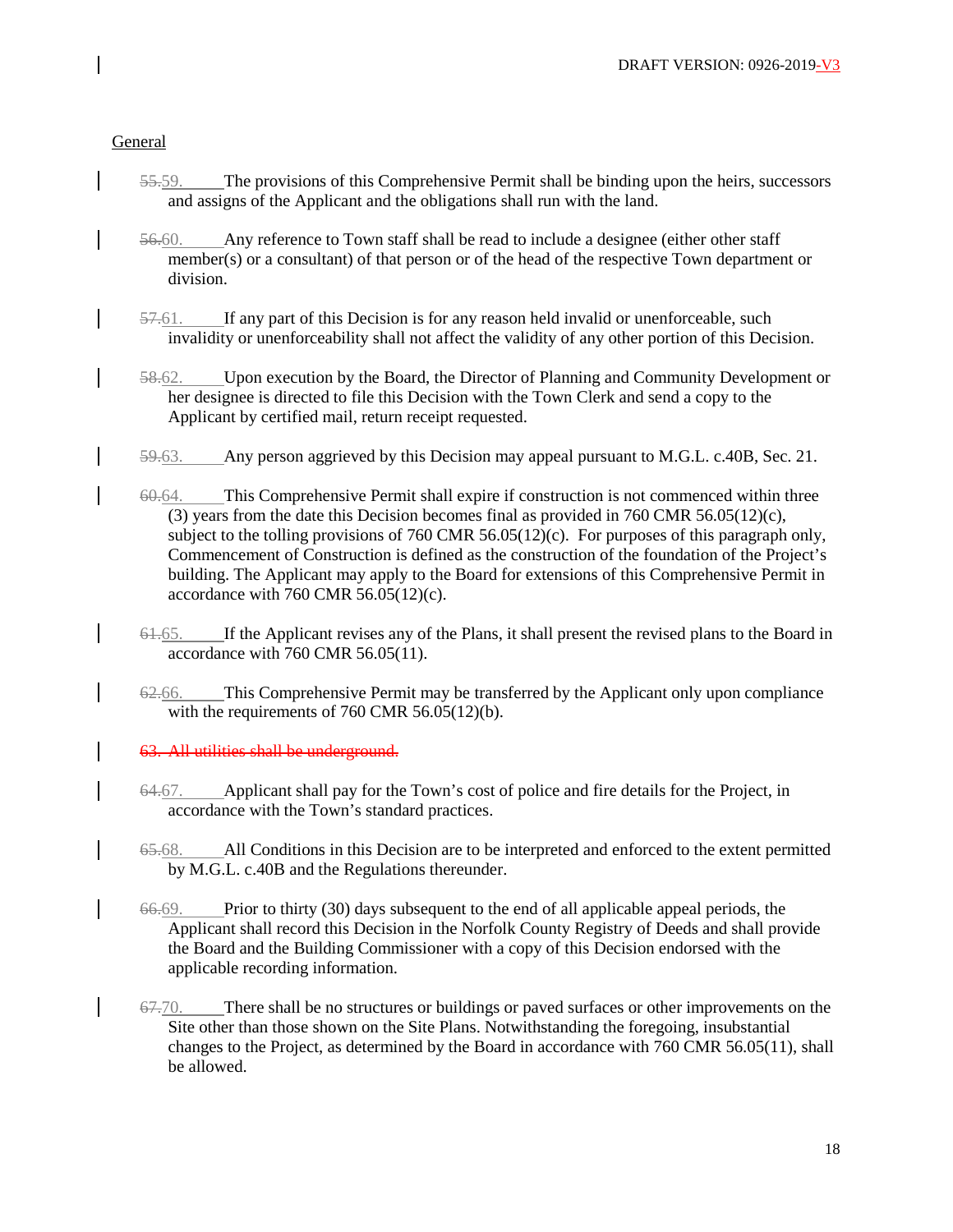General

~~55.~~59. The provisions of this Comprehensive Permit shall be binding upon the heirs, successors and assigns of the Applicant and the obligations shall run with the land.

~~56.~~60. Any reference to Town staff shall be read to include a designee (either other staff member(s) or a consultant) of that person or of the head of the respective Town department or division.

~~57.~~61. If any part of this Decision is for any reason held invalid or unenforceable, such invalidity or unenforceability shall not affect the validity of any other portion of this Decision.

~~58.~~62. Upon execution by the Board, the Director of Planning and Community Development or her designee is directed to file this Decision with the Town Clerk and send a copy to the Applicant by certified mail, return receipt requested.

~~59.~~63. Any person aggrieved by this Decision may appeal pursuant to M.G.L. c.40B, Sec. 21.

~~60.~~64. This Comprehensive Permit shall expire if construction is not commenced within three (3) years from the date this Decision becomes final as provided in 760 CMR 56.05(12)(c), subject to the tolling provisions of 760 CMR 56.05(12)(c). For purposes of this paragraph only, Commencement of Construction is defined as the construction of the foundation of the Project's building. The Applicant may apply to the Board for extensions of this Comprehensive Permit in accordance with 760 CMR 56.05(12)(c).

~~61.~~65. If the Applicant revises any of the Plans, it shall present the revised plans to the Board in accordance with 760 CMR 56.05(11).

~~62.~~66. This Comprehensive Permit may be transferred by the Applicant only upon compliance with the requirements of 760 CMR 56.05(12)(b).

~~63. All utilities shall be underground.~~

~~64.~~67. Applicant shall pay for the Town's cost of police and fire details for the Project, in accordance with the Town's standard practices.

~~65.~~68. All Conditions in this Decision are to be interpreted and enforced to the extent permitted by M.G.L. c.40B and the Regulations thereunder.

~~66.~~69. Prior to thirty (30) days subsequent to the end of all applicable appeal periods, the Applicant shall record this Decision in the Norfolk County Registry of Deeds and shall provide the Board and the Building Commissioner with a copy of this Decision endorsed with the applicable recording information.

~~67.~~70. There shall be no structures or buildings or paved surfaces or other improvements on the Site other than those shown on the Site Plans. Notwithstanding the foregoing, insubstantial changes to the Project, as determined by the Board in accordance with 760 CMR 56.05(11), shall be allowed.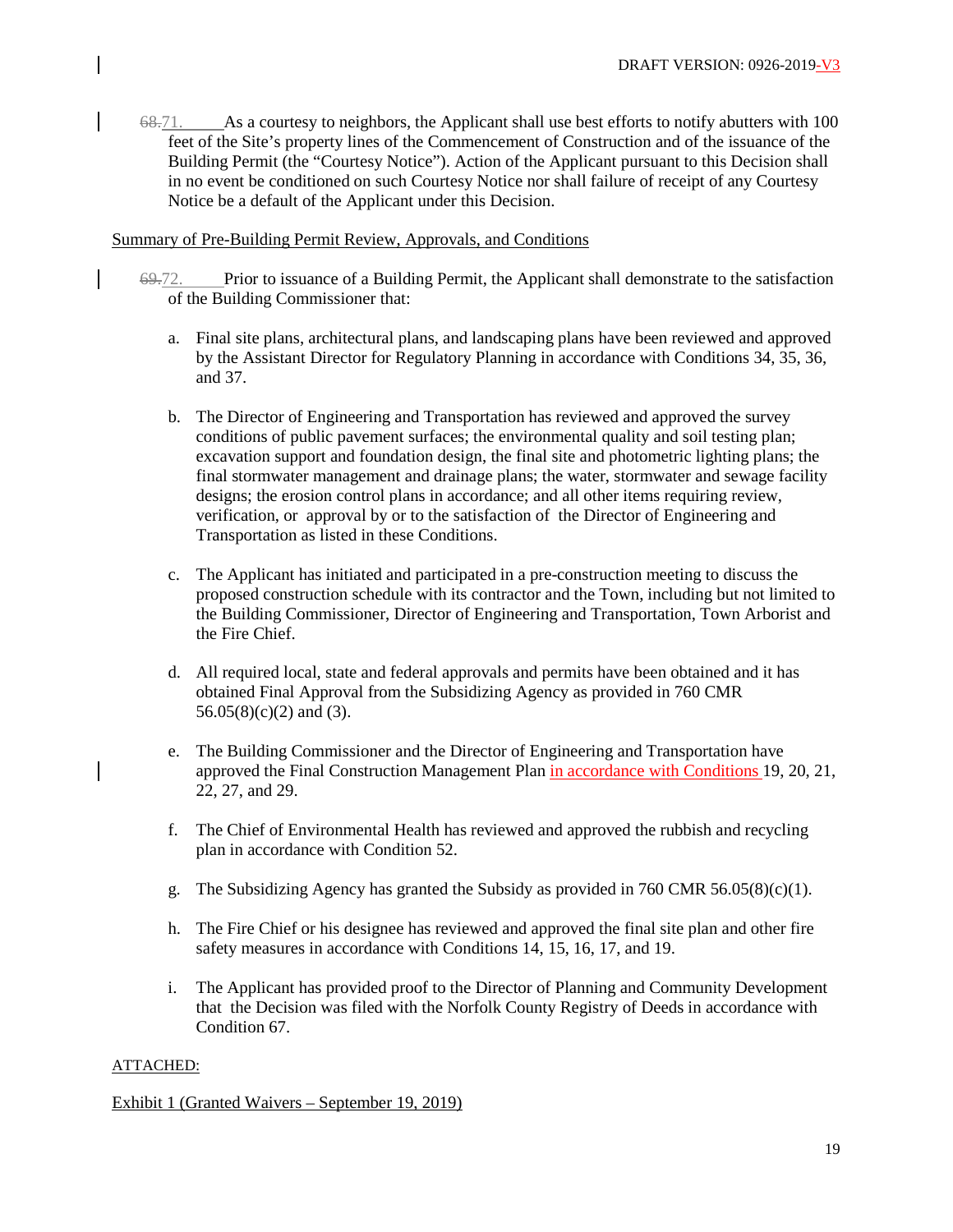~~68.~~71. As a courtesy to neighbors, the Applicant shall use best efforts to notify abutters with 100 feet of the Site's property lines of the Commencement of Construction and of the issuance of the Building Permit (the "Courtesy Notice"). Action of the Applicant pursuant to this Decision shall in no event be conditioned on such Courtesy Notice nor shall failure of receipt of any Courtesy Notice be a default of the Applicant under this Decision.

Summary of Pre-Building Permit Review, Approvals, and Conditions

~~69.~~72. Prior to issuance of a Building Permit, the Applicant shall demonstrate to the satisfaction of the Building Commissioner that:

a. Final site plans, architectural plans, and landscaping plans have been reviewed and approved by the Assistant Director for Regulatory Planning in accordance with Conditions 34, 35, 36, and 37.

b. The Director of Engineering and Transportation has reviewed and approved the survey conditions of public pavement surfaces; the environmental quality and soil testing plan; excavation support and foundation design, the final site and photometric lighting plans; the final stormwater management and drainage plans; the water, stormwater and sewage facility designs; the erosion control plans in accordance; and all other items requiring review, verification, or approval by or to the satisfaction of the Director of Engineering and Transportation as listed in these Conditions.

c. The Applicant has initiated and participated in a pre-construction meeting to discuss the proposed construction schedule with its contractor and the Town, including but not limited to the Building Commissioner, Director of Engineering and Transportation, Town Arborist and the Fire Chief.

d. All required local, state and federal approvals and permits have been obtained and it has obtained Final Approval from the Subsidizing Agency as provided in 760 CMR 56.05(8)(c)(2) and (3).

e. The Building Commissioner and the Director of Engineering and Transportation have approved the Final Construction Management Plan in accordance with Conditions 19, 20, 21, 22, 27, and 29.

f. The Chief of Environmental Health has reviewed and approved the rubbish and recycling plan in accordance with Condition 52.

g. The Subsidizing Agency has granted the Subsidy as provided in 760 CMR 56.05(8)(c)(1).

h. The Fire Chief or his designee has reviewed and approved the final site plan and other fire safety measures in accordance with Conditions 14, 15, 16, 17, and 19.

i. The Applicant has provided proof to the Director of Planning and Community Development that the Decision was filed with the Norfolk County Registry of Deeds in accordance with Condition 67.

ATTACHED:

Exhibit 1 (Granted Waivers – September 19, 2019)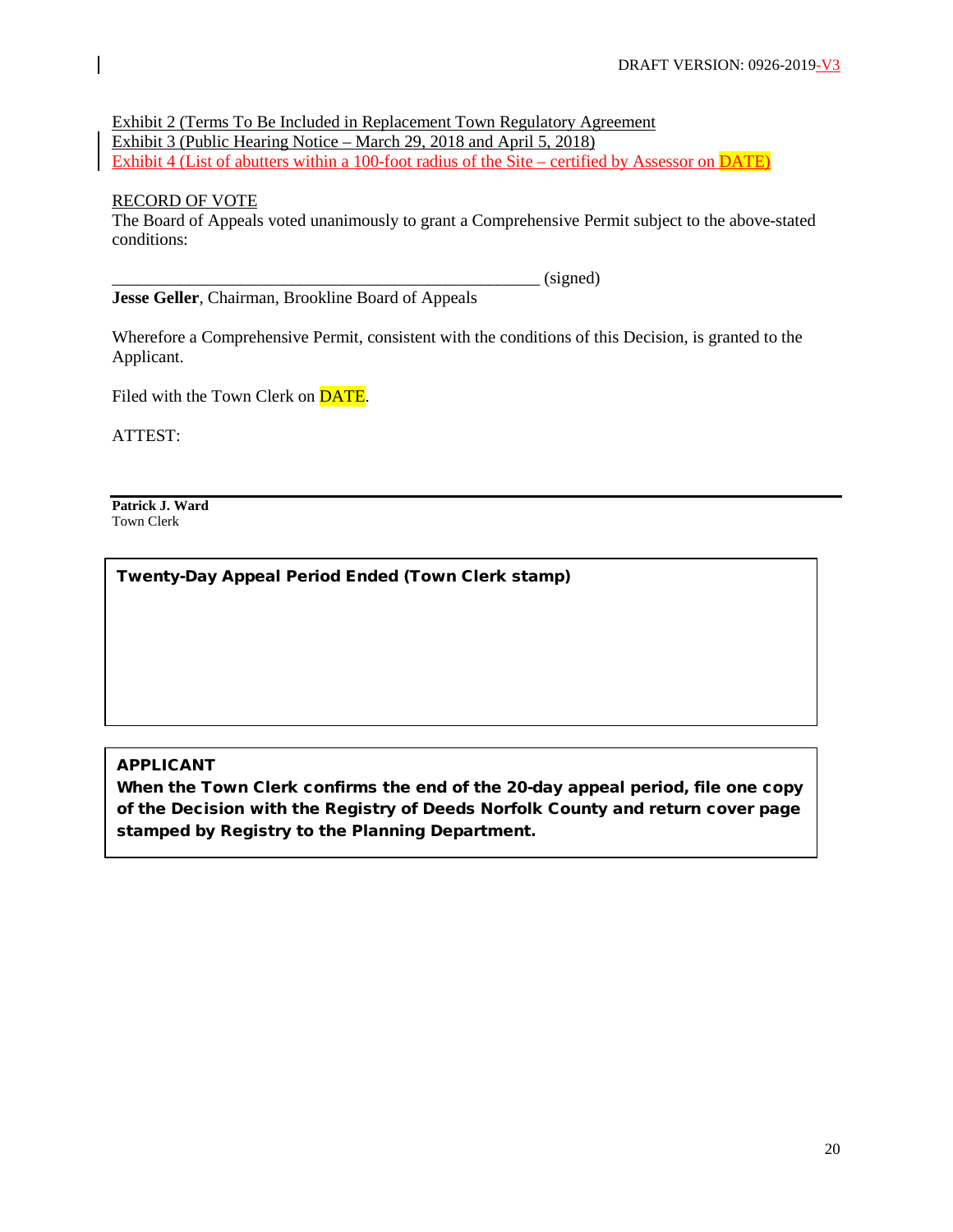Exhibit 2 (Terms To Be Included in Replacement Town Regulatory Agreement
Exhibit 3 (Public Hearing Notice – March 29, 2018 and April 5, 2018)
Exhibit 4 (List of abutters within a 100-foot radius of the Site – certified by Assessor on DATE)

RECORD OF VOTE
The Board of Appeals voted unanimously to grant a Comprehensive Permit subject to the above-stated conditions:

___________________________________________________ (signed)
**Jesse Geller**, Chairman, Brookline Board of Appeals

Wherefore a Comprehensive Permit, consistent with the conditions of this Decision, is granted to the Applicant.

Filed with the Town Clerk on DATE.

ATTEST:

**Patrick J. Ward**
Town Clerk

**Twenty-Day Appeal Period Ended (Town Clerk stamp)**

**APPLICANT**
**When the Town Clerk confirms the end of the 20-day appeal period, file one copy of the Decision with the Registry of Deeds Norfolk County and return cover page stamped by Registry to the Planning Department.**